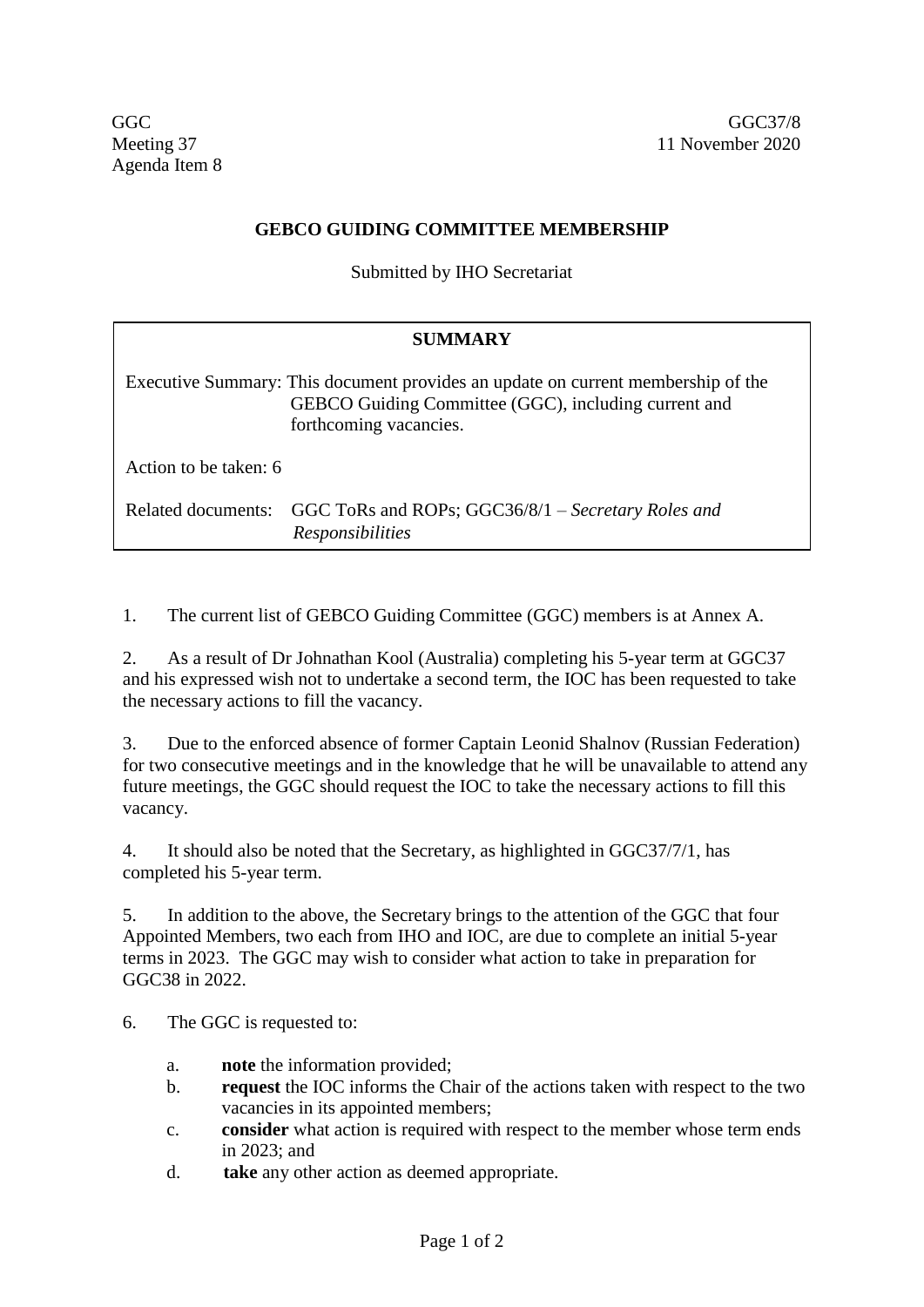GGC
Meeting 37
Agenda Item 8

GGC37/8
11 November 2020

# GEBCO GUIDING COMMITTEE MEMBERSHIP

Submitted by IHO Secretariat

| SUMMARY | |
|---|---|
| Executive Summary: | This document provides an update on current membership of the GEBCO Guiding Committee (GGC), including current and forthcoming vacancies. |
| Action to be taken: | 6 |
| Related documents: | GGC ToRs and ROPs; GGC36/8/1 – *Secretary Roles and Responsibilities* |

1. The current list of GEBCO Guiding Committee (GGC) members is at Annex A.

2. As a result of Dr Johnathan Kool (Australia) completing his 5-year term at GGC37 and his expressed wish not to undertake a second term, the IOC has been requested to take the necessary actions to fill the vacancy.

3. Due to the enforced absence of former Captain Leonid Shalnov (Russian Federation) for two consecutive meetings and in the knowledge that he will be unavailable to attend any future meetings, the GGC should request the IOC to take the necessary actions to fill this vacancy.

4. It should also be noted that the Secretary, as highlighted in GGC37/7/1, has completed his 5-year term.

5. In addition to the above, the Secretary brings to the attention of the GGC that four Appointed Members, two each from IHO and IOC, are due to complete an initial 5-year terms in 2023. The GGC may wish to consider what action to take in preparation for GGC38 in 2022.

6. The GGC is requested to:

   a. **note** the information provided;
   b. **request** the IOC informs the Chair of the actions taken with respect to the two vacancies in its appointed members;
   c. **consider** what action is required with respect to the member whose term ends in 2023; and
   d. **take** any other action as deemed appropriate.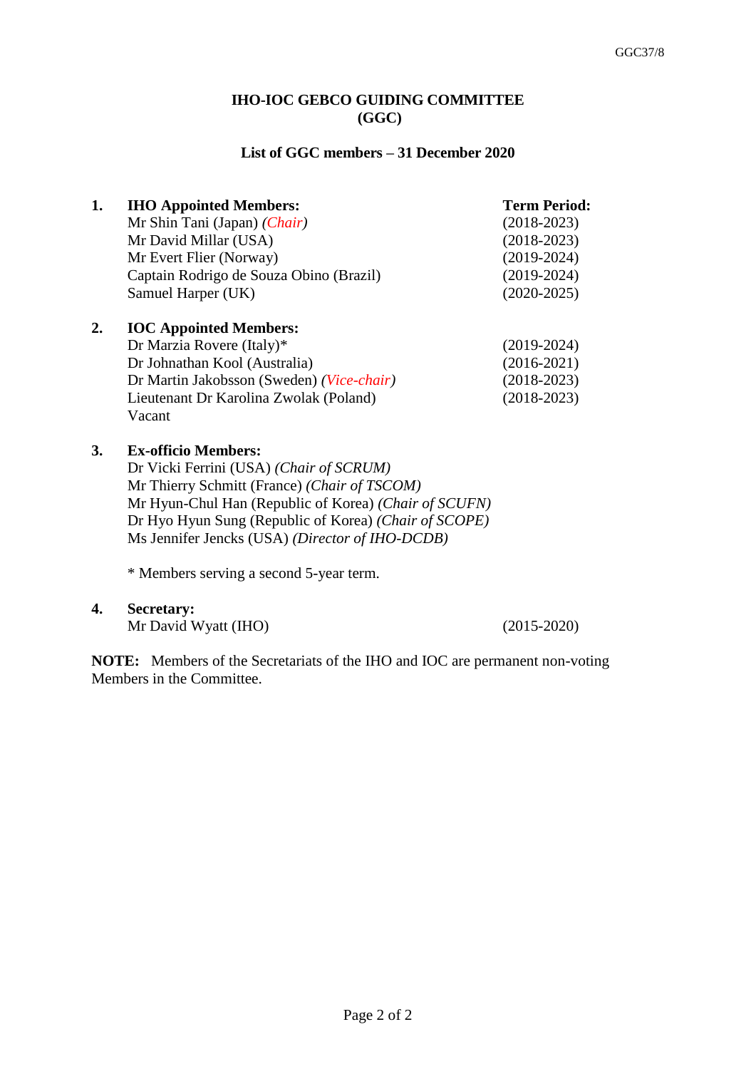**IHO-IOC GEBCO GUIDING COMMITTEE**
**(GGC)**

**List of GGC members – 31 December 2020**

| | | |
|---|---|---|
| **1.** | **IHO Appointed Members:** | **Term Period:** |
| | Mr Shin Tani (Japan) *(Chair)* | (2018-2023) |
| | Mr David Millar (USA) | (2018-2023) |
| | Mr Evert Flier (Norway) | (2019-2024) |
| | Captain Rodrigo de Souza Obino (Brazil) | (2019-2024) |
| | Samuel Harper (UK) | (2020-2025) |
| **2.** | **IOC Appointed Members:** | |
| | Dr Marzia Rovere (Italy)* | (2019-2024) |
| | Dr Johnathan Kool (Australia) | (2016-2021) |
| | Dr Martin Jakobsson (Sweden) *(Vice-chair)* | (2018-2023) |
| | Lieutenant Dr Karolina Zwolak (Poland) | (2018-2023) |
| | Vacant | |
| **3.** | **Ex-officio Members:** | |
| | Dr Vicki Ferrini (USA) *(Chair of SCRUM)* | |
| | Mr Thierry Schmitt (France) *(Chair of TSCOM)* | |
| | Mr Hyun-Chul Han (Republic of Korea) *(Chair of SCUFN)* | |
| | Dr Hyo Hyun Sung (Republic of Korea) *(Chair of SCOPE)* | |
| | Ms Jennifer Jencks (USA) *(Director of IHO-DCDB)* | |
| | * Members serving a second 5-year term. | |
| **4.** | **Secretary:** | |
| | Mr David Wyatt (IHO) | (2015-2020) |

**NOTE:** Members of the Secretariats of the IHO and IOC are permanent non-voting Members in the Committee.